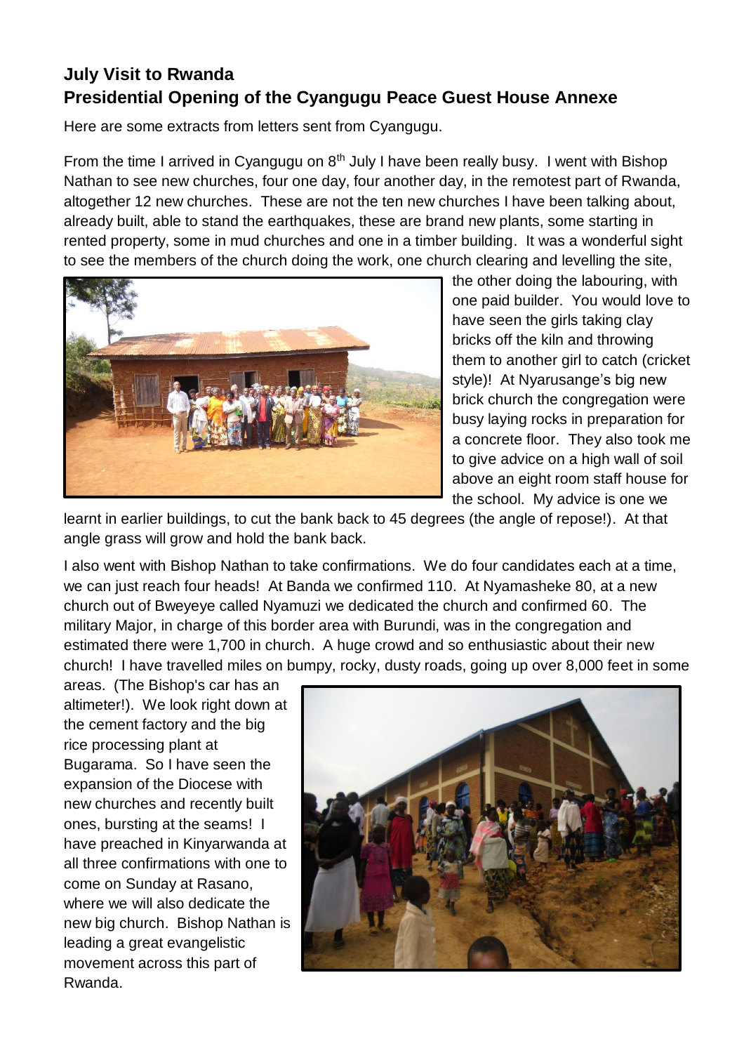## July Visit to Rwanda
## Presidential Opening of the Cyangugu Peace Guest House Annexe

Here are some extracts from letters sent from Cyangugu.

From the time I arrived in Cyangugu on 8th July I have been really busy. I went with Bishop Nathan to see new churches, four one day, four another day, in the remotest part of Rwanda, altogether 12 new churches. These are not the ten new churches I have been talking about, already built, able to stand the earthquakes, these are brand new plants, some starting in rented property, some in mud churches and one in a timber building. It was a wonderful sight to see the members of the church doing the work, one church clearing and levelling the site, the other doing the labouring, with one paid builder. You would love to have seen the girls taking clay bricks off the kiln and throwing them to another girl to catch (cricket style)! At Nyarusange's big new brick church the congregation were busy laying rocks in preparation for a concrete floor. They also took me to give advice on a high wall of soil above an eight room staff house for the school. My advice is one we learnt in earlier buildings, to cut the bank back to 45 degrees (the angle of repose!). At that angle grass will grow and hold the bank back.

I also went with Bishop Nathan to take confirmations. We do four candidates each at a time, we can just reach four heads! At Banda we confirmed 110. At Nyamasheke 80, at a new church out of Bweyeye called Nyamuzi we dedicated the church and confirmed 60. The military Major, in charge of this border area with Burundi, was in the congregation and estimated there were 1,700 in church. A huge crowd and so enthusiastic about their new church! I have travelled miles on bumpy, rocky, dusty roads, going up over 8,000 feet in some areas. (The Bishop's car has an altimeter!). We look right down at the cement factory and the big rice processing plant at Bugarama. So I have seen the expansion of the Diocese with new churches and recently built ones, bursting at the seams! I have preached in Kinyarwanda at all three confirmations with one to come on Sunday at Rasano, where we will also dedicate the new big church. Bishop Nathan is leading a great evangelistic movement across this part of Rwanda.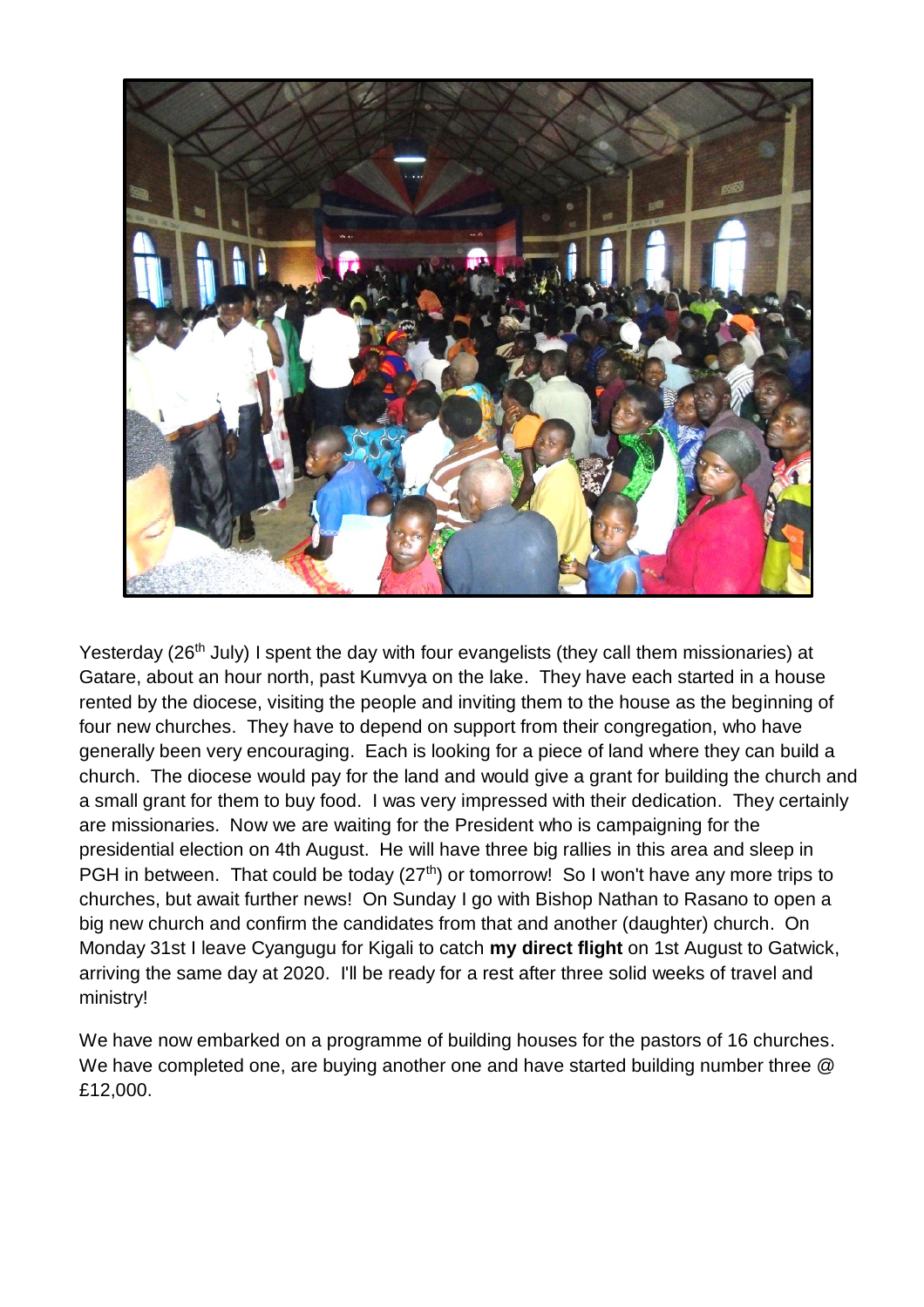Yesterday (26[th] July) I spent the day with four evangelists (they call them missionaries) at Gatare, about an hour north, past Kumvya on the lake. They have each started in a house rented by the diocese, visiting the people and inviting them to the house as the beginning of four new churches. They have to depend on support from their congregation, who have generally been very encouraging. Each is looking for a piece of land where they can build a church. The diocese would pay for the land and would give a grant for building the church and a small grant for them to buy food. I was very impressed with their dedication. They certainly are missionaries. Now we are waiting for the President who is campaigning for the presidential election on 4th August. He will have three big rallies in this area and sleep in PGH in between. That could be today (27[th]) or tomorrow! So I won't have any more trips to churches, but await further news! On Sunday I go with Bishop Nathan to Rasano to open a big new church and confirm the candidates from that and another (daughter) church. On Monday 31st I leave Cyangugu for Kigali to catch **my direct flight** on 1st August to Gatwick, arriving the same day at 2020. I'll be ready for a rest after three solid weeks of travel and ministry!

We have now embarked on a programme of building houses for the pastors of 16 churches. We have completed one, are buying another one and have started building number three @ £12,000.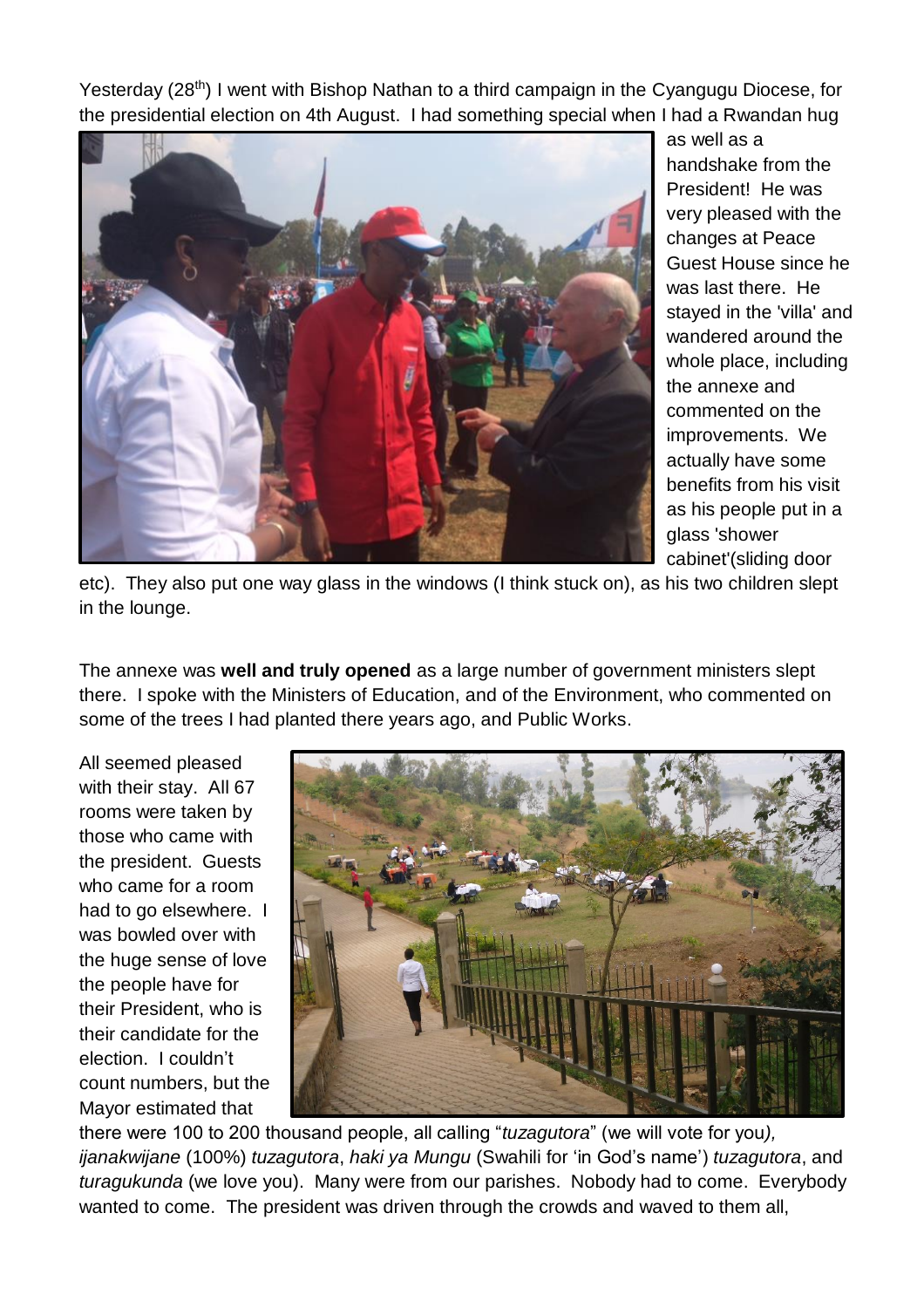Yesterday (28th) I went with Bishop Nathan to a third campaign in the Cyangugu Diocese, for the presidential election on 4th August. I had something special when I had a Rwandan hug as well as a handshake from the President! He was very pleased with the changes at Peace Guest House since he was last there. He stayed in the 'villa' and wandered around the whole place, including the annexe and commented on the improvements. We actually have some benefits from his visit as his people put in a glass 'shower cabinet'(sliding door etc). They also put one way glass in the windows (I think stuck on), as his two children slept in the lounge.

The annexe was **well and truly opened** as a large number of government ministers slept there. I spoke with the Ministers of Education, and of the Environment, who commented on some of the trees I had planted there years ago, and Public Works.

All seemed pleased with their stay. All 67 rooms were taken by those who came with the president. Guests who came for a room had to go elsewhere. I was bowled over with the huge sense of love the people have for their President, who is their candidate for the election. I couldn't count numbers, but the Mayor estimated that there were 100 to 200 thousand people, all calling "*tuzagutora*" (we will vote for you*), ijanakwijane* (100%) *tuzagutora*, *haki ya Mungu* (Swahili for 'in God's name') *tuzagutora*, and *turagukunda* (we love you). Many were from our parishes. Nobody had to come. Everybody wanted to come. The president was driven through the crowds and waved to them all,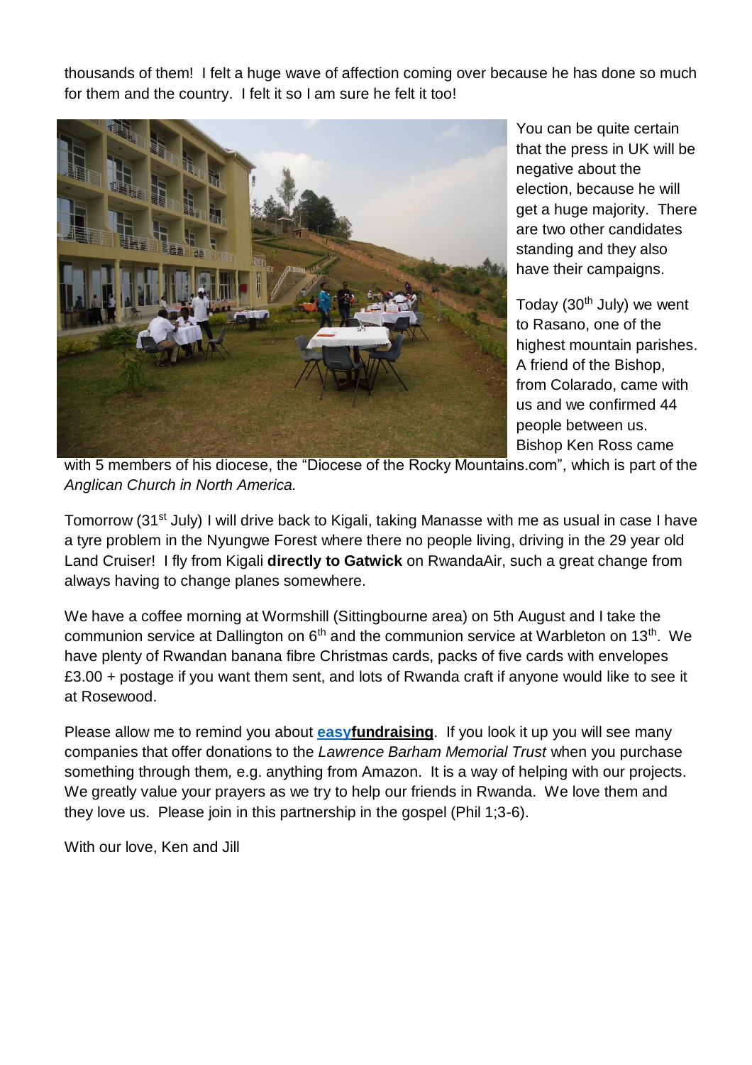thousands of them! I felt a huge wave of affection coming over because he has done so much for them and the country. I felt it so I am sure he felt it too!

You can be quite certain that the press in UK will be negative about the election, because he will get a huge majority. There are two other candidates standing and they also have their campaigns.

Today (30th July) we went to Rasano, one of the highest mountain parishes. A friend of the Bishop, from Colarado, came with us and we confirmed 44 people between us. Bishop Ken Ross came with 5 members of his diocese, the "Diocese of the Rocky Mountains.com", which is part of the *Anglican Church in North America.*

Tomorrow (31st July) I will drive back to Kigali, taking Manasse with me as usual in case I have a tyre problem in the Nyungwe Forest where there no people living, driving in the 29 year old Land Cruiser! I fly from Kigali **directly to Gatwick** on RwandaAir, such a great change from always having to change planes somewhere.

We have a coffee morning at Wormshill (Sittingbourne area) on 5th August and I take the communion service at Dallington on 6th and the communion service at Warbleton on 13th. We have plenty of Rwandan banana fibre Christmas cards, packs of five cards with envelopes £3.00 + postage if you want them sent, and lots of Rwanda craft if anyone would like to see it at Rosewood.

Please allow me to remind you about **easyfundraising**. If you look it up you will see many companies that offer donations to the *Lawrence Barham Memorial Trust* when you purchase something through them, e.g. anything from Amazon. It is a way of helping with our projects. We greatly value your prayers as we try to help our friends in Rwanda. We love them and they love us. Please join in this partnership in the gospel (Phil 1;3-6).

With our love, Ken and Jill